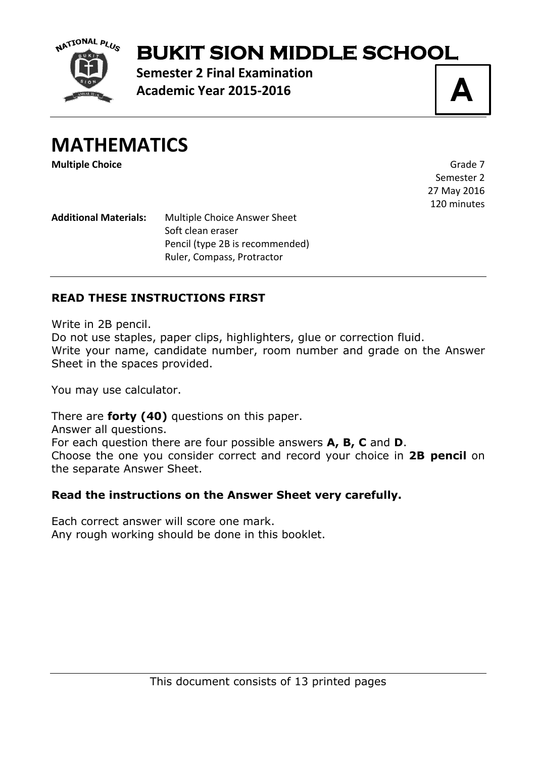# BUKIT SION MIDDLE SCHOOL

**Semester 2 Final Examination**
**Academic Year 2015-2016**

**A**

# MATHEMATICS

**Multiple Choice**

Grade 7
Semester 2
27 May 2016
120 minutes

**Additional Materials:** Multiple Choice Answer Sheet
Soft clean eraser
Pencil (type 2B is recommended)
Ruler, Compass, Protractor

**READ THESE INSTRUCTIONS FIRST**

Write in 2B pencil.
Do not use staples, paper clips, highlighters, glue or correction fluid.
Write your name, candidate number, room number and grade on the Answer Sheet in the spaces provided.

You may use calculator.

There are **forty (40)** questions on this paper.
Answer all questions.
For each question there are four possible answers **A, B, C** and **D**.
Choose the one you consider correct and record your choice in **2B pencil** on the separate Answer Sheet.

**Read the instructions on the Answer Sheet very carefully.**

Each correct answer will score one mark.
Any rough working should be done in this booklet.

This document consists of 13 printed pages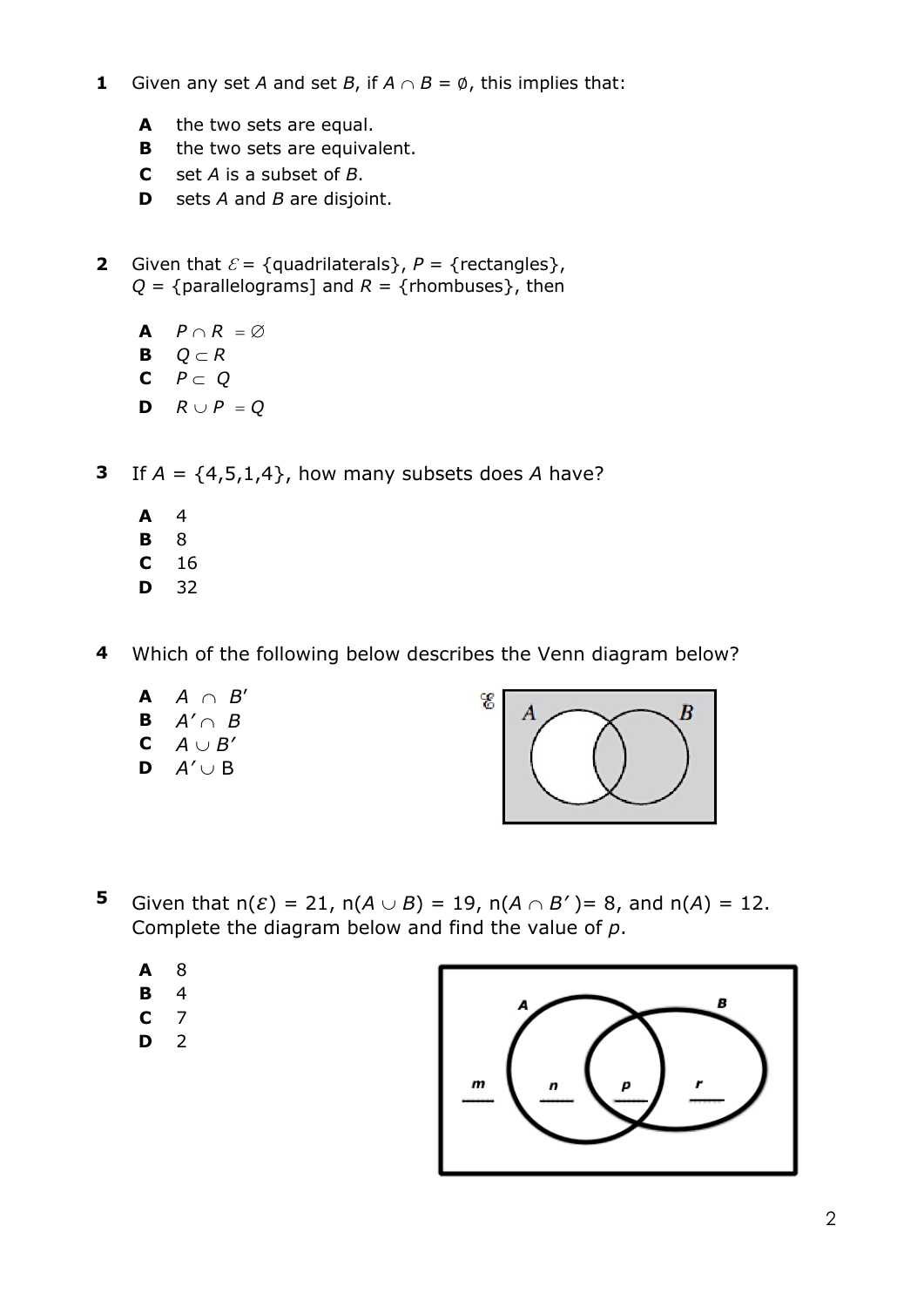**1** Given any set $A$ and set $B$, if $A \cap B = \emptyset$, this implies that:

**A** the two sets are equal.
**B** the two sets are equivalent.
**C** set $A$ is a subset of $B$.
**D** sets $A$ and $B$ are disjoint.

**2** Given that $\mathcal{E}$ = {quadrilaterals}, $P$ = {rectangles}, $Q$ = {parallelograms] and $R$ = {rhombuses}, then

**A** $P \cap R = \emptyset$
**B** $Q \subset R$
**C** $P \subset Q$
**D** $R \cup P = Q$

**3** If $A = \{4,5,1,4\}$, how many subsets does $A$ have?

**A** 4
**B** 8
**C** 16
**D** 32

**4** Which of the following below describes the Venn diagram below?

**A** $A \cap B'$
**B** $A' \cap B$
**C** $A \cup B'$
**D** $A' \cup B$

**5** Given that $n(\mathcal{E}) = 21$, $n(A \cup B) = 19$, $n(A \cap B') = 8$, and $n(A) = 12$. Complete the diagram below and find the value of $p$.

**A** 8
**B** 4
**C** 7
**D** 2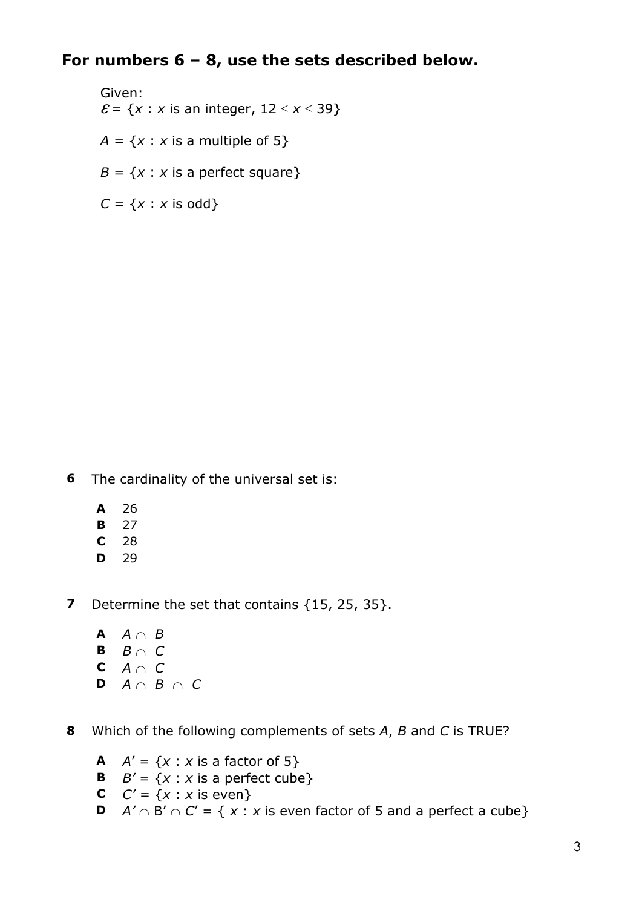## For numbers 6 – 8, use the sets described below.

Given:
$\mathcal{E} = \{x : x \text{ is an integer}, 12 \leq x \leq 39\}$

$A = \{x : x \text{ is a multiple of 5}\}$

$B = \{x : x \text{ is a perfect square}\}$

$C = \{x : x \text{ is odd}\}$

**6** The cardinality of the universal set is:

- **A** 26
- **B** 27
- **C** 28
- **D** 29

**7** Determine the set that contains {15, 25, 35}.

- **A** $A \cap B$
- **B** $B \cap C$
- **C** $A \cap C$
- **D** $A \cap B \cap C$

**8** Which of the following complements of sets *A*, *B* and *C* is TRUE?

- **A** $A' = \{x : x \text{ is a factor of 5}\}$
- **B** $B' = \{x : x \text{ is a perfect cube}\}$
- **C** $C' = \{x : x \text{ is even}\}$
- **D** $A' \cap B' \cap C' = \{ x : x \text{ is even factor of 5 and a perfect a cube}\}$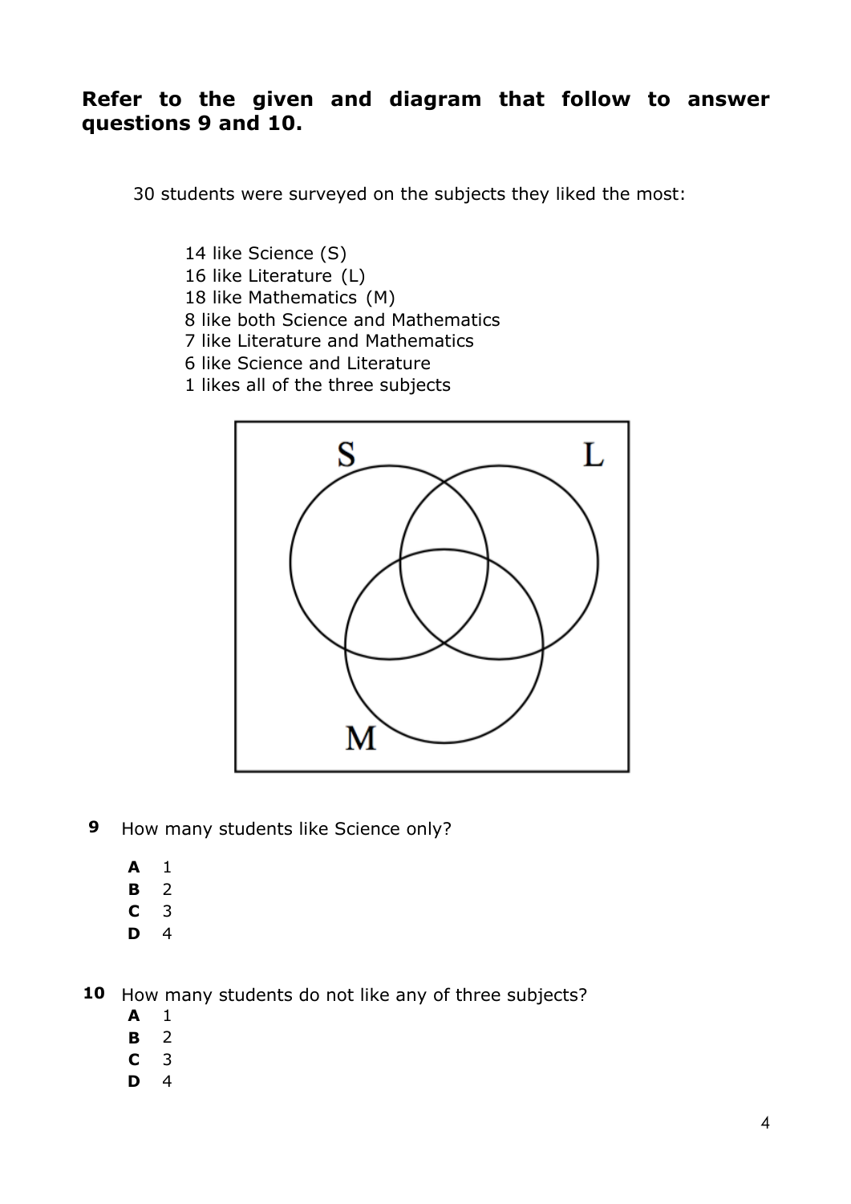**Refer to the given and diagram that follow to answer questions 9 and 10.**

30 students were surveyed on the subjects they liked the most:

14 like Science (S)
16 like Literature (L)
18 like Mathematics (M)
8 like both Science and Mathematics
7 like Literature and Mathematics
6 like Science and Literature
1 likes all of the three subjects

**9** How many students like Science only?

**A** 1
**B** 2
**C** 3
**D** 4

**10** How many students do not like any of three subjects?

**A** 1
**B** 2
**C** 3
**D** 4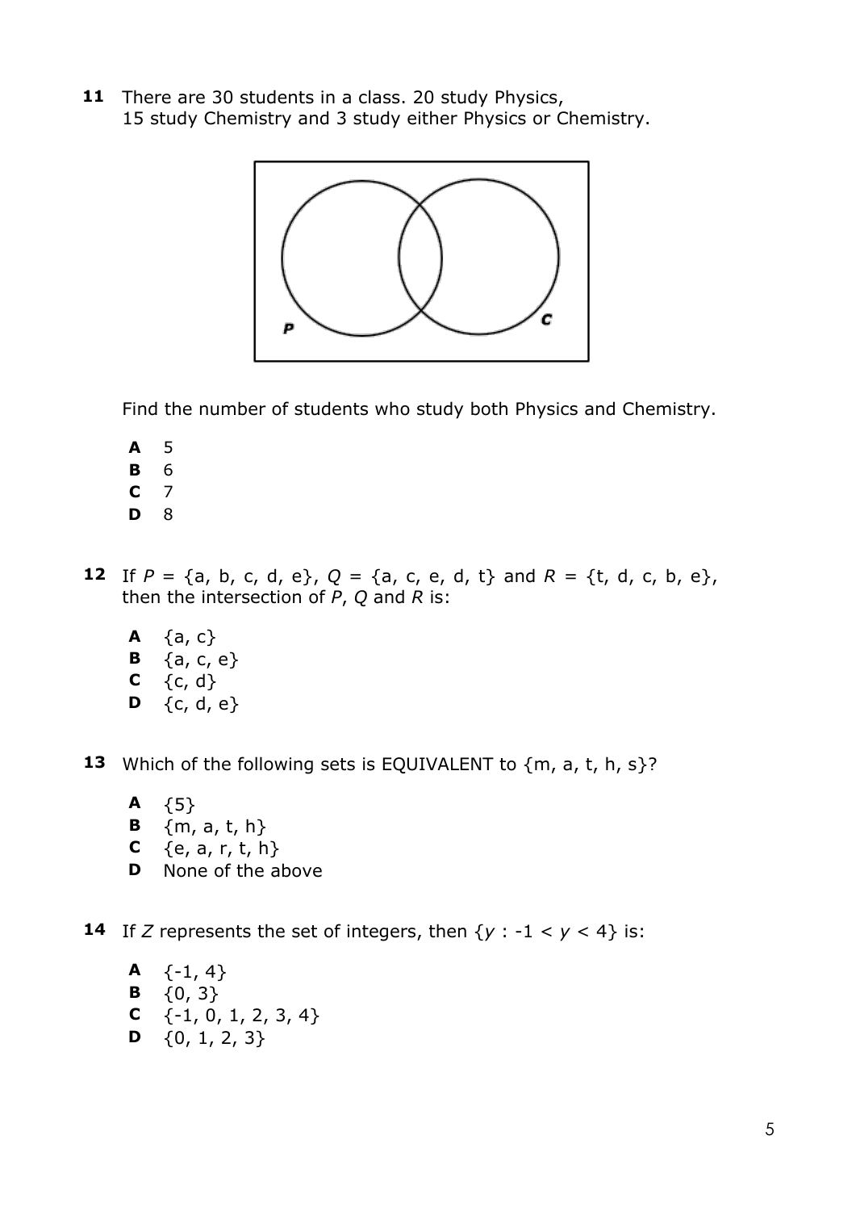**11** There are 30 students in a class. 20 study Physics, 15 study Chemistry and 3 study either Physics or Chemistry.

Find the number of students who study both Physics and Chemistry.

**A** 5
**B** 6
**C** 7
**D** 8

**12** If $P$ = {a, b, c, d, e}, $Q$ = {a, c, e, d, t} and $R$ = {t, d, c, b, e}, then the intersection of $P$, $Q$ and $R$ is:

**A** {a, c}
**B** {a, c, e}
**C** {c, d}
**D** {c, d, e}

**13** Which of the following sets is EQUIVALENT to {m, a, t, h, s}?

**A** {5}
**B** {m, a, t, h}
**C** {e, a, r, t, h}
**D** None of the above

**14** If $Z$ represents the set of integers, then $\{y : -1 < y < 4\}$ is:

**A** {-1, 4}
**B** {0, 3}
**C** {-1, 0, 1, 2, 3, 4}
**D** {0, 1, 2, 3}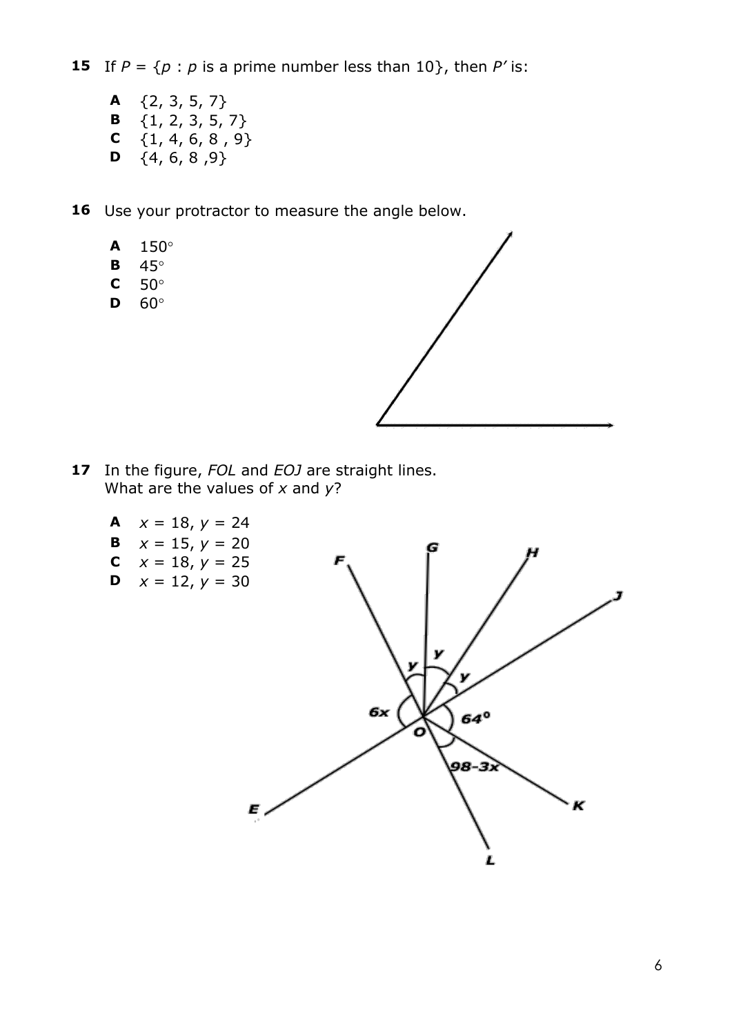**15** If $P = \{p : p$ is a prime number less than $10\}$, then $P'$ is:

- **A** $\{2, 3, 5, 7\}$
- **B** $\{1, 2, 3, 5, 7\}$
- **C** $\{1, 4, 6, 8, 9\}$
- **D** $\{4, 6, 8, 9\}$

**16** Use your protractor to measure the angle below.

- **A** $150^\circ$
- **B** $45^\circ$
- **C** $50^\circ$
- **D** $60^\circ$

**17** In the figure, $FOL$ and $EOJ$ are straight lines.
What are the values of $x$ and $y$?

- **A** $x = 18$, $y = 24$
- **B** $x = 15$, $y = 20$
- **C** $x = 18$, $y = 25$
- **D** $x = 12$, $y = 30$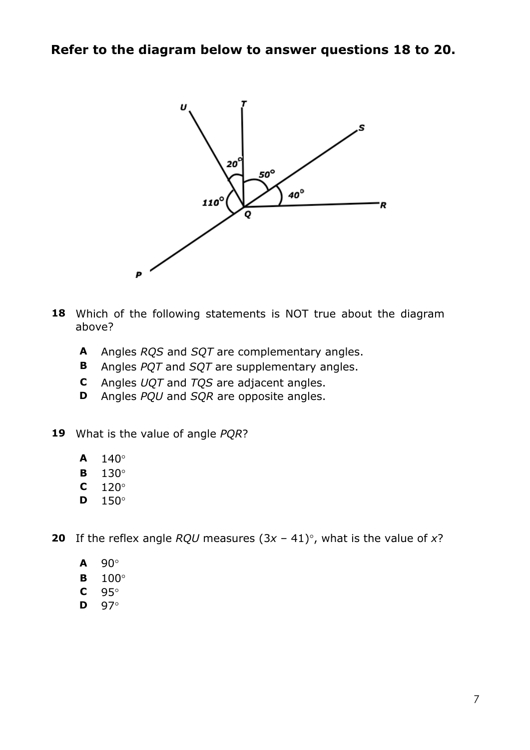**Refer to the diagram below to answer questions 18 to 20.**

**18** Which of the following statements is NOT true about the diagram above?

- **A** Angles *RQS* and *SQT* are complementary angles.
- **B** Angles *PQT* and *SQT* are supplementary angles.
- **C** Angles *UQT* and *TQS* are adjacent angles.
- **D** Angles *PQU* and *SQR* are opposite angles.

**19** What is the value of angle *PQR*?

- **A** 140°
- **B** 130°
- **C** 120°
- **D** 150°

**20** If the reflex angle *RQU* measures $(3x - 41)°$, what is the value of $x$?

- **A** 90°
- **B** 100°
- **C** 95°
- **D** 97°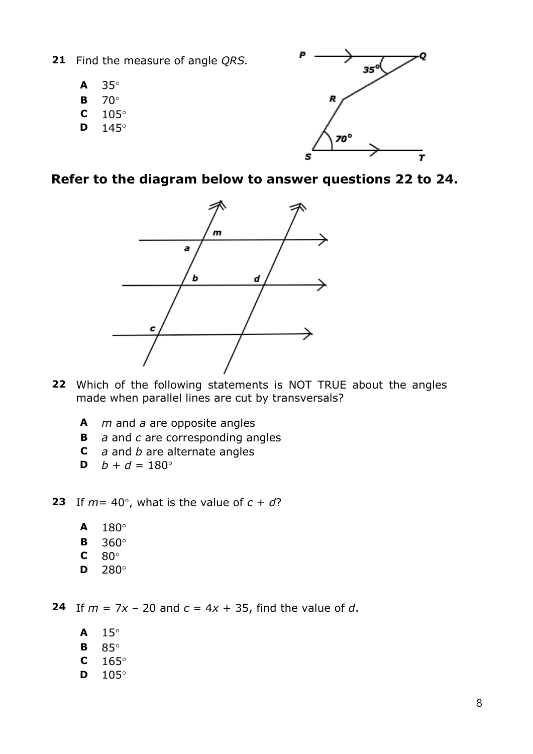**21** Find the measure of angle *QRS.*

- **A** 35°
- **B** 70°
- **C** 105°
- **D** 145°

## Refer to the diagram below to answer questions 22 to 24.

**22** Which of the following statements is NOT TRUE about the angles made when parallel lines are cut by transversals?

- **A** *m* and *a* are opposite angles
- **B** *a* and *c* are corresponding angles
- **C** *a* and *b* are alternate angles
- **D** $b + d = 180°$

**23** If $m = 40°$, what is the value of $c + d$?

- **A** 180°
- **B** 360°
- **C** 80°
- **D** 280°

**24** If $m = 7x - 20$ and $c = 4x + 35$, find the value of *d*.

- **A** 15°
- **B** 85°
- **C** 165°
- **D** 105°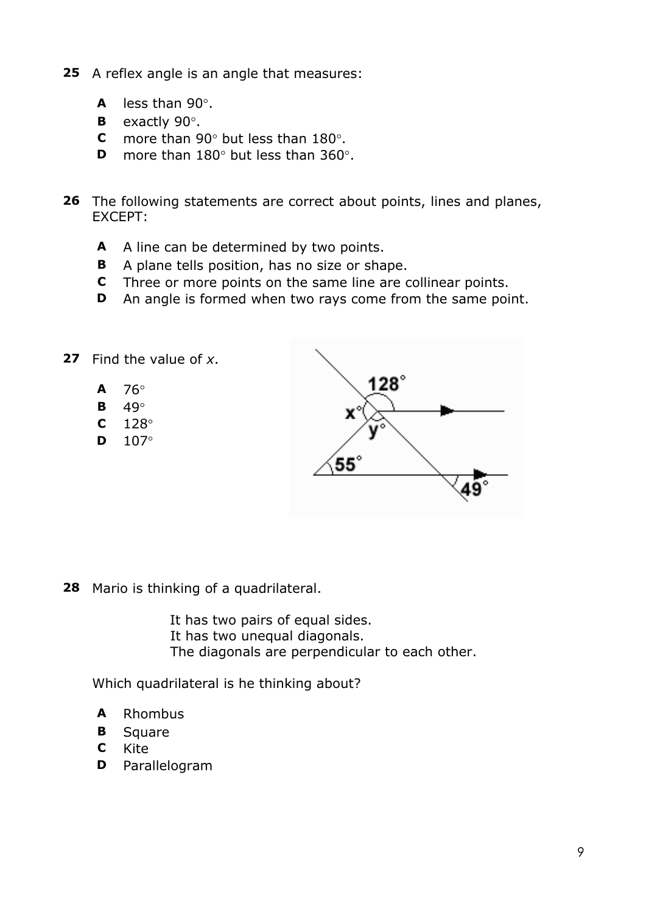**25** A reflex angle is an angle that measures:

- **A** less than 90°.
- **B** exactly 90°.
- **C** more than 90° but less than 180°.
- **D** more than 180° but less than 360°.

**26** The following statements are correct about points, lines and planes, EXCEPT:

- **A** A line can be determined by two points.
- **B** A plane tells position, has no size or shape.
- **C** Three or more points on the same line are collinear points.
- **D** An angle is formed when two rays come from the same point.

**27** Find the value of $x$.

- **A** 76°
- **B** 49°
- **C** 128°
- **D** 107°

**28** Mario is thinking of a quadrilateral.

It has two pairs of equal sides.
It has two unequal diagonals.
The diagonals are perpendicular to each other.

Which quadrilateral is he thinking about?

- **A** Rhombus
- **B** Square
- **C** Kite
- **D** Parallelogram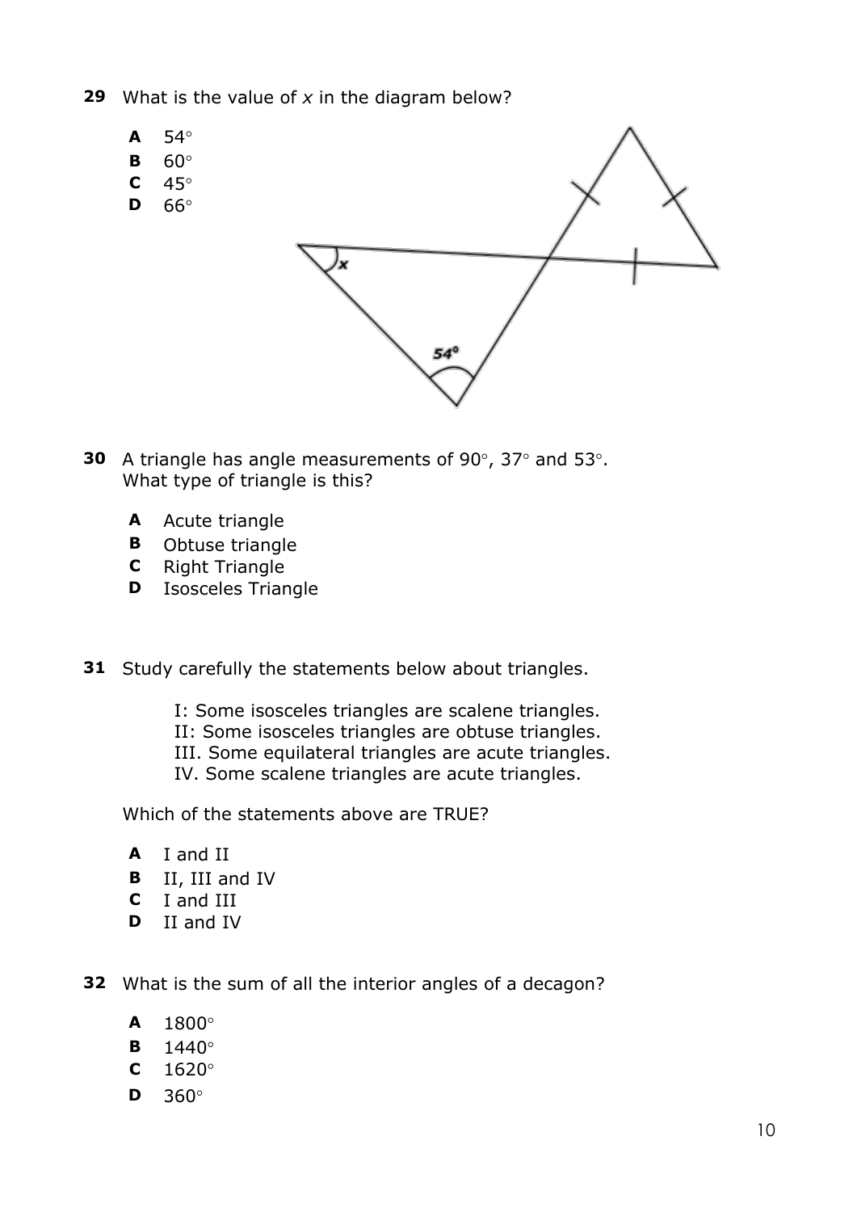**29** What is the value of *x* in the diagram below?

**A** $54^\circ$

**B** $60^\circ$

**C** $45^\circ$

**D** $66^\circ$

**30** A triangle has angle measurements of $90^\circ$, $37^\circ$ and $53^\circ$. What type of triangle is this?

**A** Acute triangle

**B** Obtuse triangle

**C** Right Triangle

**D** Isosceles Triangle

**31** Study carefully the statements below about triangles.

I: Some isosceles triangles are scalene triangles.
II: Some isosceles triangles are obtuse triangles.
III. Some equilateral triangles are acute triangles.
IV. Some scalene triangles are acute triangles.

Which of the statements above are TRUE?

**A** I and II

**B** II, III and IV

**C** I and III

**D** II and IV

**32** What is the sum of all the interior angles of a decagon?

**A** $1800^\circ$

**B** $1440^\circ$

**C** $1620^\circ$

**D** $360^\circ$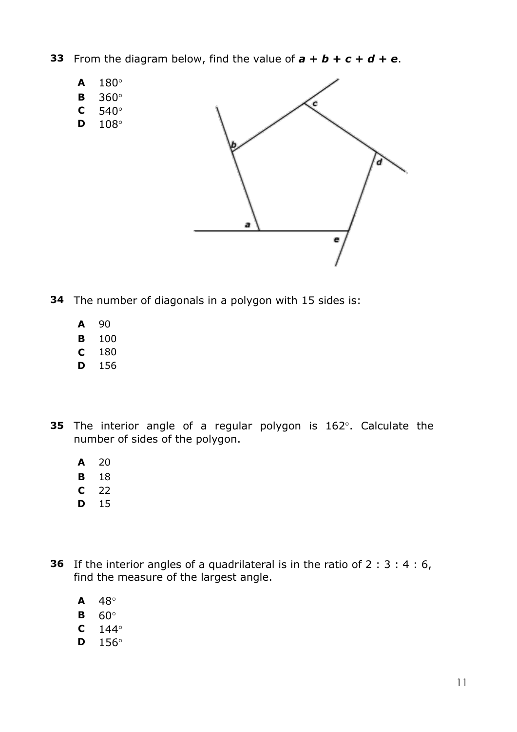**33** From the diagram below, find the value of ***a + b + c + d + e***.

- **A** $180^\circ$
- **B** $360^\circ$
- **C** $540^\circ$
- **D** $108^\circ$

**34** The number of diagonals in a polygon with 15 sides is:

- **A** 90
- **B** 100
- **C** 180
- **D** 156

**35** The interior angle of a regular polygon is $162^\circ$. Calculate the number of sides of the polygon.

- **A** 20
- **B** 18
- **C** 22
- **D** 15

**36** If the interior angles of a quadrilateral is in the ratio of 2 : 3 : 4 : 6, find the measure of the largest angle.

- **A** $48^\circ$
- **B** $60^\circ$
- **C** $144^\circ$
- **D** $156^\circ$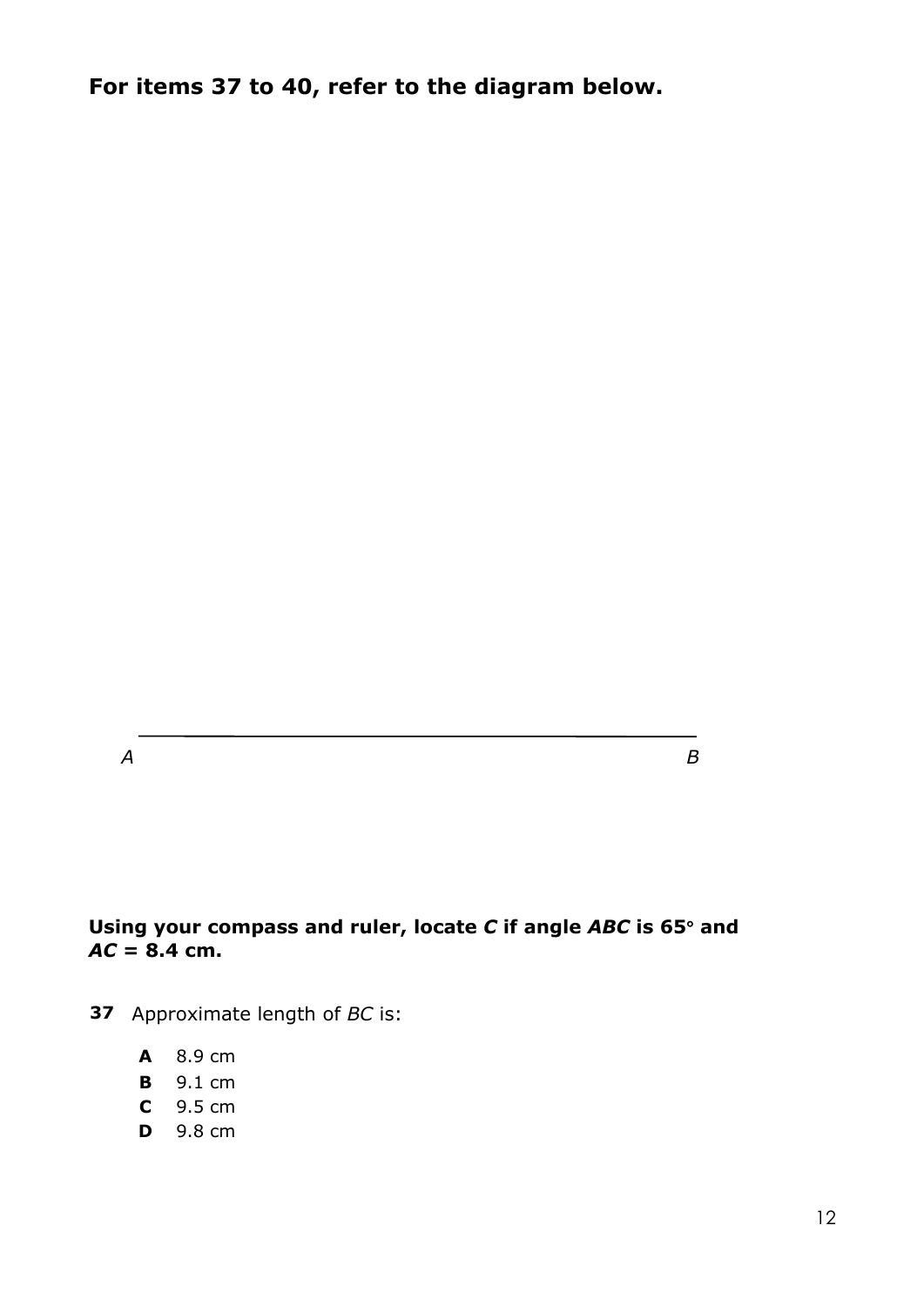**For items 37 to 40, refer to the diagram below.**

*A* *B*

**Using your compass and ruler, locate *C* if angle *ABC* is 65° and *AC* = 8.4 cm.**

**37** Approximate length of *BC* is:

- **A** 8.9 cm
- **B** 9.1 cm
- **C** 9.5 cm
- **D** 9.8 cm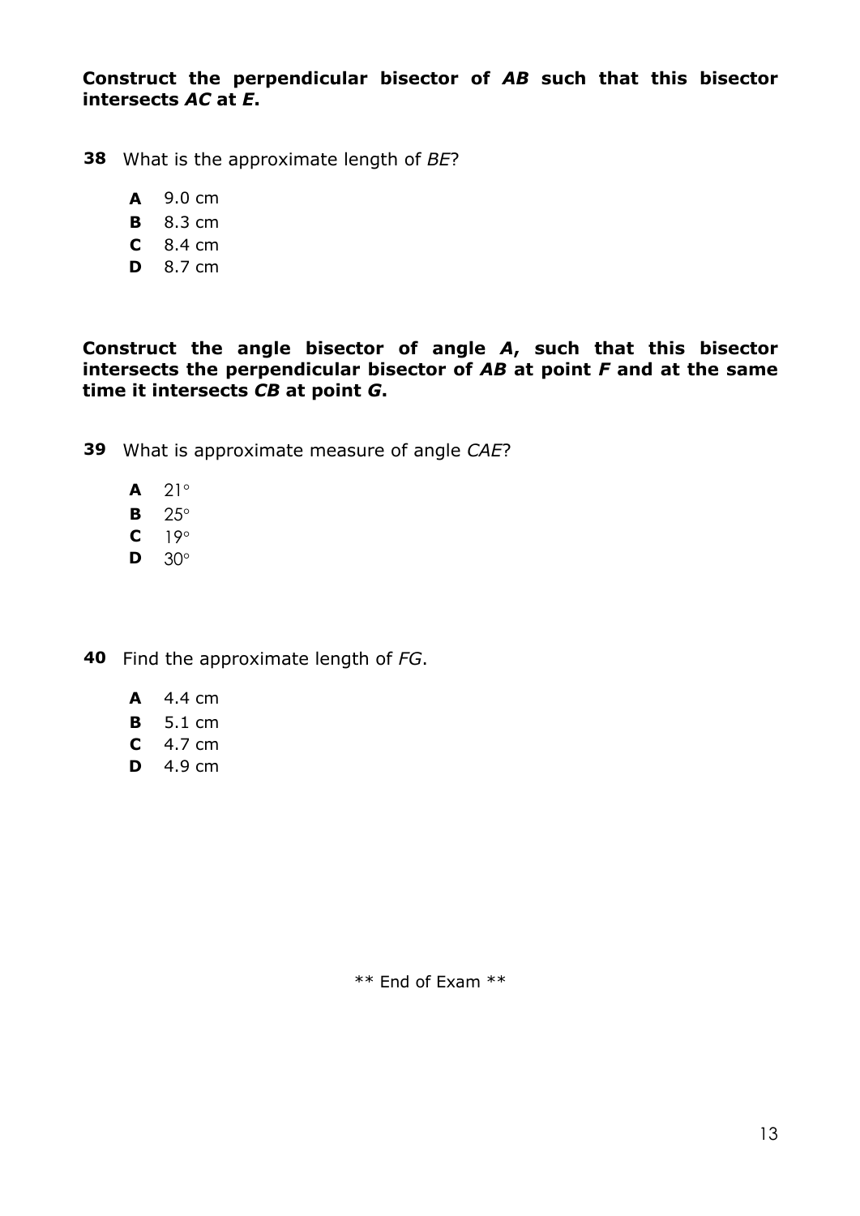**Construct the perpendicular bisector of *AB* such that this bisector intersects *AC* at *E*.**

**38** What is the approximate length of *BE*?

- **A** 9.0 cm
- **B** 8.3 cm
- **C** 8.4 cm
- **D** 8.7 cm

**Construct the angle bisector of angle *A*, such that this bisector intersects the perpendicular bisector of *AB* at point *F* and at the same time it intersects *CB* at point *G*.**

**39** What is approximate measure of angle *CAE*?

- **A** 21°
- **B** 25°
- **C** 19°
- **D** 30°

**40** Find the approximate length of *FG*.

- **A** 4.4 cm
- **B** 5.1 cm
- **C** 4.7 cm
- **D** 4.9 cm

** End of Exam **